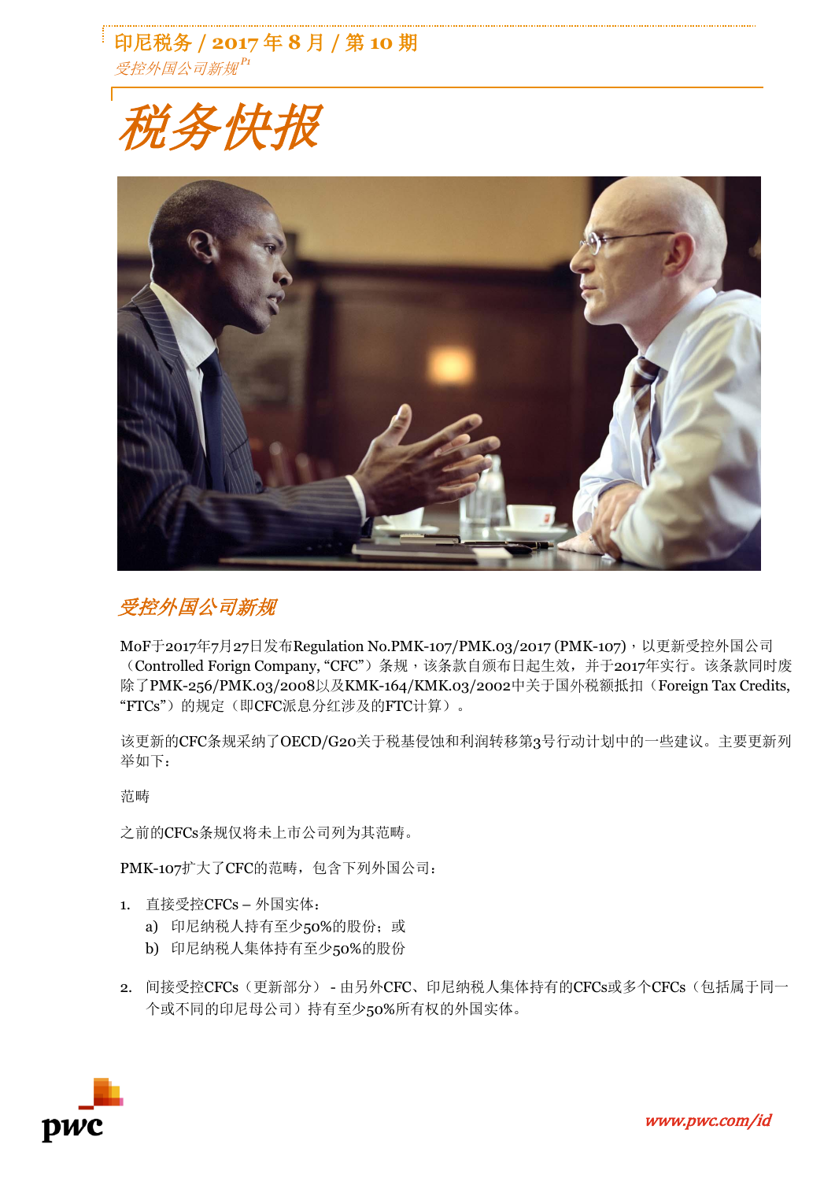# 税务快报

## 受控外国公司新规

MoF于2017年7月27日发布Regulation No.PMK-107/PMK.03/2017 (PMK-107)，以更新受控外国公司（Controlled Forign Company, "CFC"）条规，该条款自颁布日起生效，并于2017年实行。该条款同时废除了PMK-256/PMK.03/2008以及KMK-164/KMK.03/2002中关于国外税额抵扣（Foreign Tax Credits, "FTCs"）的规定（即CFC派息分红涉及的FTC计算）。

该更新的CFC条规采纳了OECD/G20关于税基侵蚀和利润转移第3号行动计划中的一些建议。主要更新列举如下：

范畴

之前的CFCs条规仅将未上市公司列为其范畴。

PMK-107扩大了CFC的范畴，包含下列外国公司：

1. 直接受控CFCs – 外国实体：
   a) 印尼纳税人持有至少50%的股份；或
   b) 印尼纳税人集体持有至少50%的股份
2. 间接受控CFCs（更新部分） - 由另外CFC、印尼纳税人集体持有的CFCs或多个CFCs（包括属于同一个或不同的印尼母公司）持有至少50%所有权的外国实体。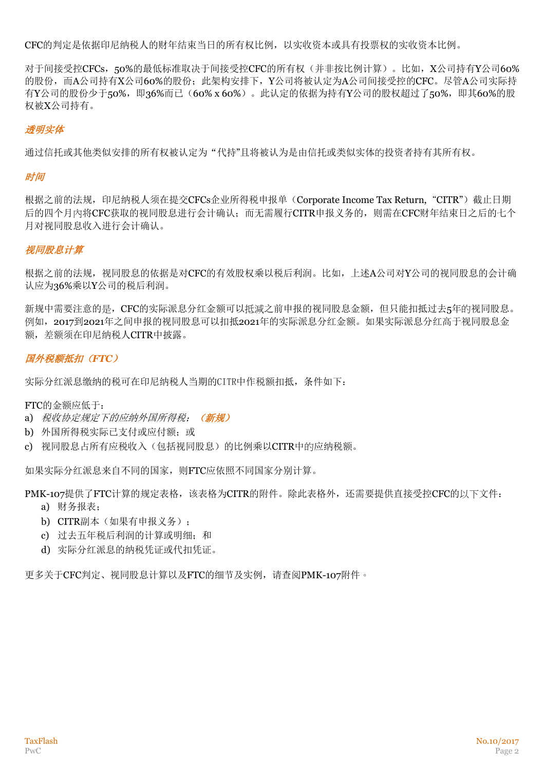CFC的判定是依据印尼纳税人的财年结束当日的所有权比例，以实收资本或具有投票权的实收资本比例。

对于间接受控CFCs，50%的最低标准取决于间接受控CFC的所有权（并非按比例计算）。比如，X公司持有Y公司60%的股份，而A公司持有X公司60%的股份；此架构安排下，Y公司将被认定为A公司间接受控的CFC。尽管A公司实际持有Y公司的股份少于50%，即36%而已（60% x 60%）。此认定的依据为持有Y公司的股权超过了50%，即其60%的股权被X公司持有。

### *透明实体*

通过信托或其他类似安排的所有权被认定为 "代持"且将被认为是由信托或类似实体的投资者持有其所有权。

### *时间*

根据之前的法规，印尼纳税人须在提交CFCs企业所得税申报单（Corporate Income Tax Return, "CITR"）截止日期后的四个月内将CFC获取的视同股息进行会计确认；而无需履行CITR申报义务的，则需在CFC财年结束日之后的七个月对视同股息收入进行会计确认。

### *视同股息计算*

根据之前的法规，视同股息的依据是对CFC的有效股权乘以税后利润。比如，上述A公司对Y公司的视同股息的会计确认应为36%乘以Y公司的税后利润。

新规中需要注意的是，CFC的实际派息分红金额可以抵减之前申报的视同股息金额，但只能扣抵过去5年的视同股息。例如，2017到2021年之间申报的视同股息可以扣抵2021年的实际派息分红金额。如果实际派息分红高于视同股息金额，差额须在印尼纳税人CITR中披露。

### *国外税额抵扣（FTC）*

实际分红派息缴纳的税可在印尼纳税人当期的CITR中作税额扣抵，条件如下：

FTC的金额应低于：
a) *税收协定规定下的应纳外国所得税；* ***（新规）***
b) 外国所得税实际已支付或应付额；或
c) 视同股息占所有应税收入（包括视同股息）的比例乘以CITR中的应纳税额。

如果实际分红派息来自不同的国家，则FTC应依照不同国家分别计算。

PMK-107提供了FTC计算的规定表格，该表格为CITR的附件。除此表格外，还需要提供直接受控CFC的以下文件：
  a) 财务报表；
  b) CITR副本（如果有申报义务）；
  c) 过去五年税后利润的计算或明细；和
  d) 实际分红派息的纳税凭证或代扣凭证。

更多关于CFC判定、视同股息计算以及FTC的细节及实例，请查阅PMK-107附件。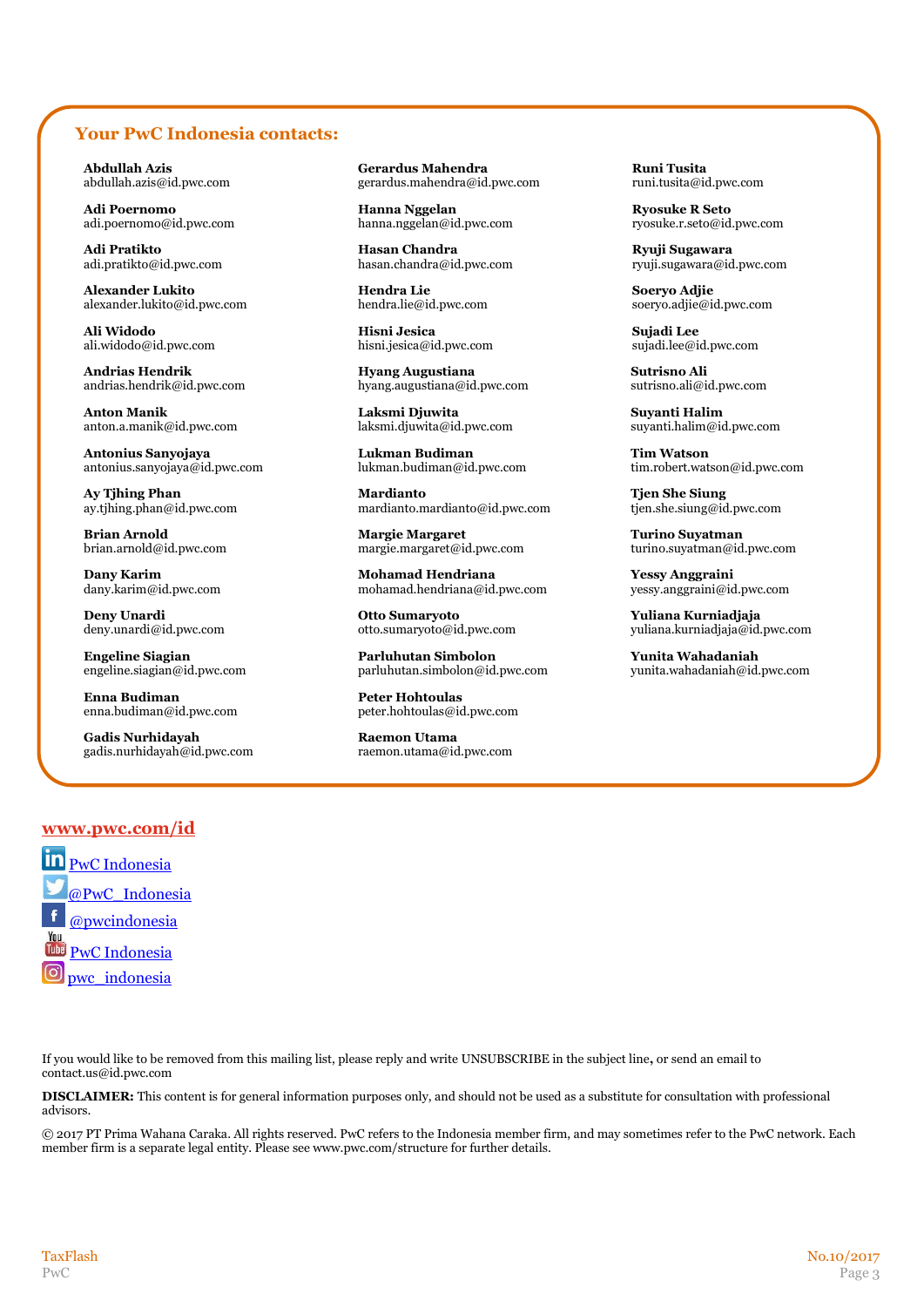## Your PwC Indonesia contacts:

**Abdullah Azis**
abdullah.azis@id.pwc.com

**Adi Poernomo**
adi.poernomo@id.pwc.com

**Adi Pratikto**
adi.pratikto@id.pwc.com

**Alexander Lukito**
alexander.lukito@id.pwc.com

**Ali Widodo**
ali.widodo@id.pwc.com

**Andrias Hendrik**
andrias.hendrik@id.pwc.com

**Anton Manik**
anton.a.manik@id.pwc.com

**Antonius Sanyojaya**
antonius.sanyojaya@id.pwc.com

**Ay Tjhing Phan**
ay.tjhing.phan@id.pwc.com

**Brian Arnold**
brian.arnold@id.pwc.com

**Dany Karim**
dany.karim@id.pwc.com

**Deny Unardi**
deny.unardi@id.pwc.com

**Engeline Siagian**
engeline.siagian@id.pwc.com

**Enna Budiman**
enna.budiman@id.pwc.com

**Gadis Nurhidayah**
gadis.nurhidayah@id.pwc.com

**Gerardus Mahendra**
gerardus.mahendra@id.pwc.com

**Hanna Nggelan**
hanna.nggelan@id.pwc.com

**Hasan Chandra**
hasan.chandra@id.pwc.com

**Hendra Lie**
hendra.lie@id.pwc.com

**Hisni Jesica**
hisni.jesica@id.pwc.com

**Hyang Augustiana**
hyang.augustiana@id.pwc.com

**Laksmi Djuwita**
laksmi.djuwita@id.pwc.com

**Lukman Budiman**
lukman.budiman@id.pwc.com

**Mardianto**
mardianto.mardianto@id.pwc.com

**Margie Margaret**
margie.margaret@id.pwc.com

**Mohamad Hendriana**
mohamad.hendriana@id.pwc.com

**Otto Sumaryoto**
otto.sumaryoto@id.pwc.com

**Parluhutan Simbolon**
parluhutan.simbolon@id.pwc.com

**Peter Hohtoulas**
peter.hohtoulas@id.pwc.com

**Raemon Utama**
raemon.utama@id.pwc.com

**Runi Tusita**
runi.tusita@id.pwc.com

**Ryosuke R Seto**
ryosuke.r.seto@id.pwc.com

**Ryuji Sugawara**
ryuji.sugawara@id.pwc.com

**Soeryo Adjie**
soeryo.adjie@id.pwc.com

**Sujadi Lee**
sujadi.lee@id.pwc.com

**Sutrisno Ali**
sutrisno.ali@id.pwc.com

**Suyanti Halim**
suyanti.halim@id.pwc.com

**Tim Watson**
tim.robert.watson@id.pwc.com

**Tjen She Siung**
tjen.she.siung@id.pwc.com

**Turino Suyatman**
turino.suyatman@id.pwc.com

**Yessy Anggraini**
yessy.anggraini@id.pwc.com

**Yuliana Kurniadjaja**
yuliana.kurniadjaja@id.pwc.com

**Yunita Wahadaniah**
yunita.wahadaniah@id.pwc.com

**www.pwc.com/id**

PwC Indonesia

@PwC_Indonesia

@pwcindonesia

PwC Indonesia

pwc_indonesia

If you would like to be removed from this mailing list, please reply and write UNSUBSCRIBE in the subject line, or send an email to contact.us@id.pwc.com

**DISCLAIMER:** This content is for general information purposes only, and should not be used as a substitute for consultation with professional advisors.

© 2017 PT Prima Wahana Caraka. All rights reserved. PwC refers to the Indonesia member firm, and may sometimes refer to the PwC network. Each member firm is a separate legal entity. Please see www.pwc.com/structure for further details.